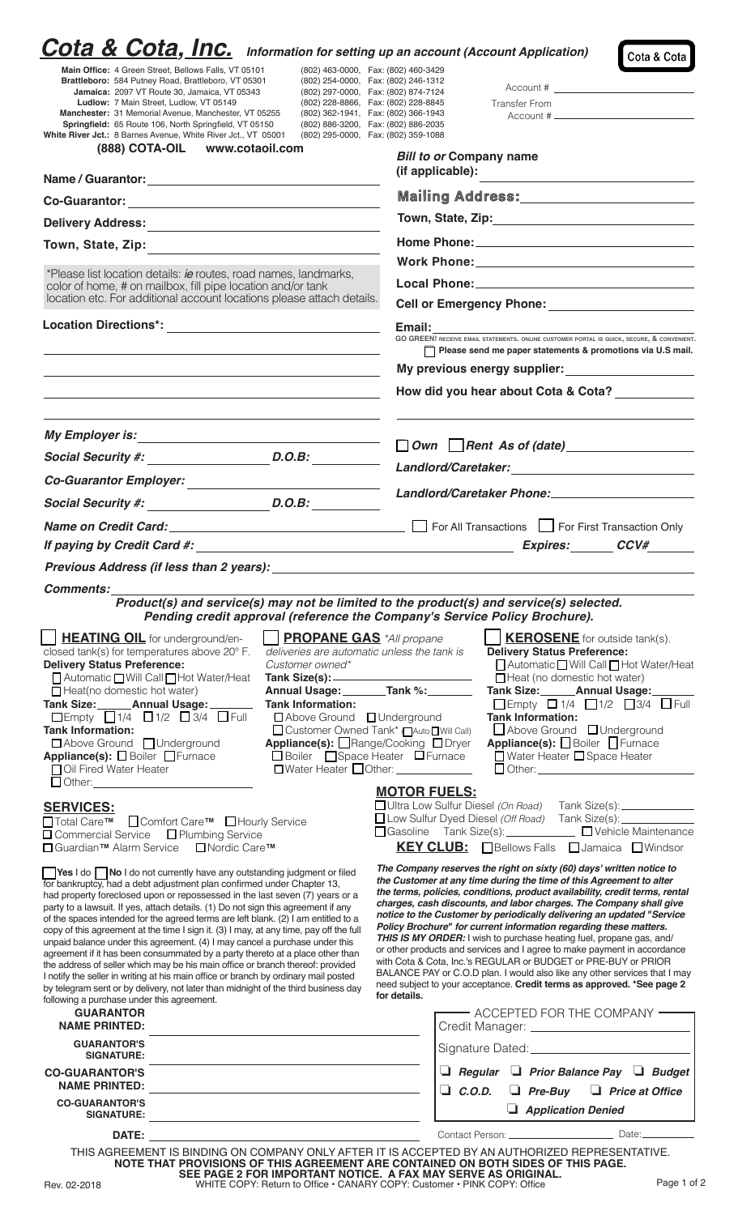# Cota & Cota, Inc. *Information for setting up an account (Account Application)*

Cota & Cota

**Main Office:** 4 Green Street, Bellows Falls, VT 05101 (802) 463-0000, Fax: (802) 460-3429
**Brattleboro:** 584 Putney Road, Brattleboro, VT 05301 (802) 254-0000, Fax: (802) 246-1312
**Jamaica:** 2097 VT Route 30, Jamaica, VT 05343 (802) 297-0000, Fax: (802) 874-7124
**Ludlow:** 7 Main Street, Ludlow, VT 05149 (802) 228-8866, Fax: (802) 228-8845
**Manchester:** 31 Memorial Avenue, Manchester, VT 05255 (802) 362-1941, Fax: (802) 366-1943
**Springfield:** 65 Route 106, North Springfield, VT 05150 (802) 886-3200, Fax: (802) 886-2035
**White River Jct.:** 8 Barnes Avenue, White River Jct., VT 05001 (802) 295-0000, Fax: (802) 359-1088

**(888) COTA-OIL www.cotaoil.com**

Account # ____________

Transfer From Account # ____________

**Name / Guarantor:** ____________

**Co-Guarantor:** ____________

**Delivery Address:** ____________

**Town, State, Zip:** ____________

*Please list location details: *ie* routes, road names, landmarks, color of home, # on mailbox, fill pipe location and/or tank location etc. For additional account locations please attach details.

**Location Directions*:** ____________

***Bill to or* Company name (if applicable):** ____________

**Mailing Address:** ____________

**Town, State, Zip:** ____________

**Home Phone:** ____________

**Work Phone:** ____________

**Local Phone:** ____________

**Cell or Emergency Phone:** ____________

**Email:** ____________

GO GREEN! RECEIVE EMAIL STATEMENTS. ONLINE CUSTOMER PORTAL IS QUICK, SECURE, & CONVENIENT.

☐ Please send me paper statements & promotions via U.S mail.

**My previous energy supplier:** ____________

**How did you hear about Cota & Cota?** ____________

***My Employer is:*** ____________

***Social Security #:*** ____________ ***D.O.B:*** ____________

***Co-Guarantor Employer:*** ____________

***Social Security #:*** ____________ ***D.O.B:*** ____________

☐ ***Own*** ☐ ***Rent As of (date)*** ____________

***Landlord/Caretaker:*** ____________

***Landlord/Caretaker Phone:*** ____________

***Name on Credit Card:*** ____________ ☐ For All Transactions ☐ For First Transaction Only

***If paying by Credit Card #:*** ____________ ***Expires:*** ______ ***CCV#*** ______

***Previous Address (if less than 2 years):*** ____________

***Comments:*** ____________

***Product(s) and service(s) may not be limited to the product(s) and service(s) selected. Pending credit approval (reference the Company's Service Policy Brochure).***

☐ **HEATING OIL** for underground/enclosed tank(s) for temperatures above 20° F.
**Delivery Status Preference:**
☐ Automatic ☐ Will Call ☐ Hot Water/Heat ☐ Heat(no domestic hot water)
**Tank Size:** ______ **Annual Usage:** ______
☐ Empty ☐ 1/4 ☐ 1/2 ☐ 3/4 ☐ Full
**Tank Information:**
☐ Above Ground ☐ Underground
**Appliance(s):** ☐ Boiler ☐ Furnace ☐ Oil Fired Water Heater ☐ Other: ____________

☐ **PROPANE GAS** *\*All propane deliveries are automatic unless the tank is Customer owned\**
**Tank Size(s):** ____________
**Annual Usage:** ______ **Tank %:** ______
**Tank Information:**
☐ Above Ground ☐ Underground
☐ Customer Owned Tank* ☐ Auto ☐ Will Call)
**Appliance(s):** ☐ Range/Cooking ☐ Dryer ☐ Boiler ☐ Space Heater ☐ Furnace ☐ Water Heater ☐ Other: ______

☐ **KEROSENE** for outside tank(s).
**Delivery Status Preference:**
☐ Automatic ☐ Will Call ☐ Hot Water/Heat ☐ Heat (no domestic hot water)
**Tank Size:** ______ **Annual Usage:** ______
☐ Empty ☐ 1/4 ☐ 1/2 ☐ 3/4 ☐ Full
**Tank Information:**
☐ Above Ground ☐ Underground
**Appliance(s):** ☐ Boiler ☐ Furnace ☐ Water Heater ☐ Space Heater ☐ Other: ____________

**SERVICES:**
☐ Total Care™ ☐ Comfort Care™ ☐ Hourly Service
☐ Commercial Service ☐ Plumbing Service
☐ Guardian™ Alarm Service ☐ Nordic Care™

**MOTOR FUELS:**
☐ Ultra Low Sulfur Diesel *(On Road)* Tank Size(s): ______
☐ Low Sulfur Dyed Diesel *(Off Road)* Tank Size(s): ______
☐ Gasoline Tank Size(s): ______ ☐ Vehicle Maintenance

**KEY CLUB:** ☐ Bellows Falls ☐ Jamaica ☐ Windsor

☐ **Yes** I do ☐ **No** I do not currently have any outstanding judgment or filed for bankruptcy, had a debt adjustment plan confirmed under Chapter 13, had property foreclosed upon or repossessed in the last seven (7) years or a party to a lawsuit. If yes, attach details. (1) Do not sign this agreement if any of the spaces intended for the agreed terms are left blank. (2) I am entitled to a copy of this agreement at the time I sign it. (3) I may, at any time, pay off the full unpaid balance under this agreement. (4) I may cancel a purchase under this agreement if it has been consummated by a party thereto at a place other than the address of seller which may be his main office or branch thereof: provided I notify the seller in writing at his main office or branch by ordinary mail posted by telegram sent or by delivery, not later than midnight of the third business day following a purchase under this agreement.

***The Company reserves the right on sixty (60) days' written notice to the Customer at any time during the time of this Agreement to alter the terms, policies, conditions, product availability, credit terms, rental charges, cash discounts, and labor charges. The Company shall give notice to the Customer by periodically delivering an updated "Service Policy Brochure" for current information regarding these matters. THIS IS MY ORDER:*** I wish to purchase heating fuel, propane gas, and/or other products and services and I agree to make payment in accordance with Cota & Cota, Inc.'s REGULAR or BUDGET or PRE-BUY or PRIOR BALANCE PAY or C.O.D plan. I would also like any other services that I may need subject to your acceptance. **Credit terms as approved. \*See page 2 for details.**

**GUARANTOR NAME PRINTED:** ____________

**GUARANTOR'S SIGNATURE:** ____________

**CO-GUARANTOR'S NAME PRINTED:** ____________

**CO-GUARANTOR'S SIGNATURE:** ____________

**DATE:** ____________

ACCEPTED FOR THE COMPANY

Credit Manager: ____________

Signature Dated: ____________

☐ ***Regular*** ☐ ***Prior Balance Pay*** ☐ ***Budget***
☐ ***C.O.D.*** ☐ ***Pre-Buy*** ☐ ***Price at Office***
☐ ***Application Denied***

Contact Person: ____________ Date: ______

THIS AGREEMENT IS BINDING ON COMPANY ONLY AFTER IT IS ACCEPTED BY AN AUTHORIZED REPRESENTATIVE.
**NOTE THAT PROVISIONS OF THIS AGREEMENT ARE CONTAINED ON BOTH SIDES OF THIS PAGE. SEE PAGE 2 FOR IMPORTANT NOTICE. A FAX MAY SERVE AS ORIGINAL.**
WHITE COPY: Return to Office • CANARY COPY: Customer • PINK COPY: Office

Rev. 02-2018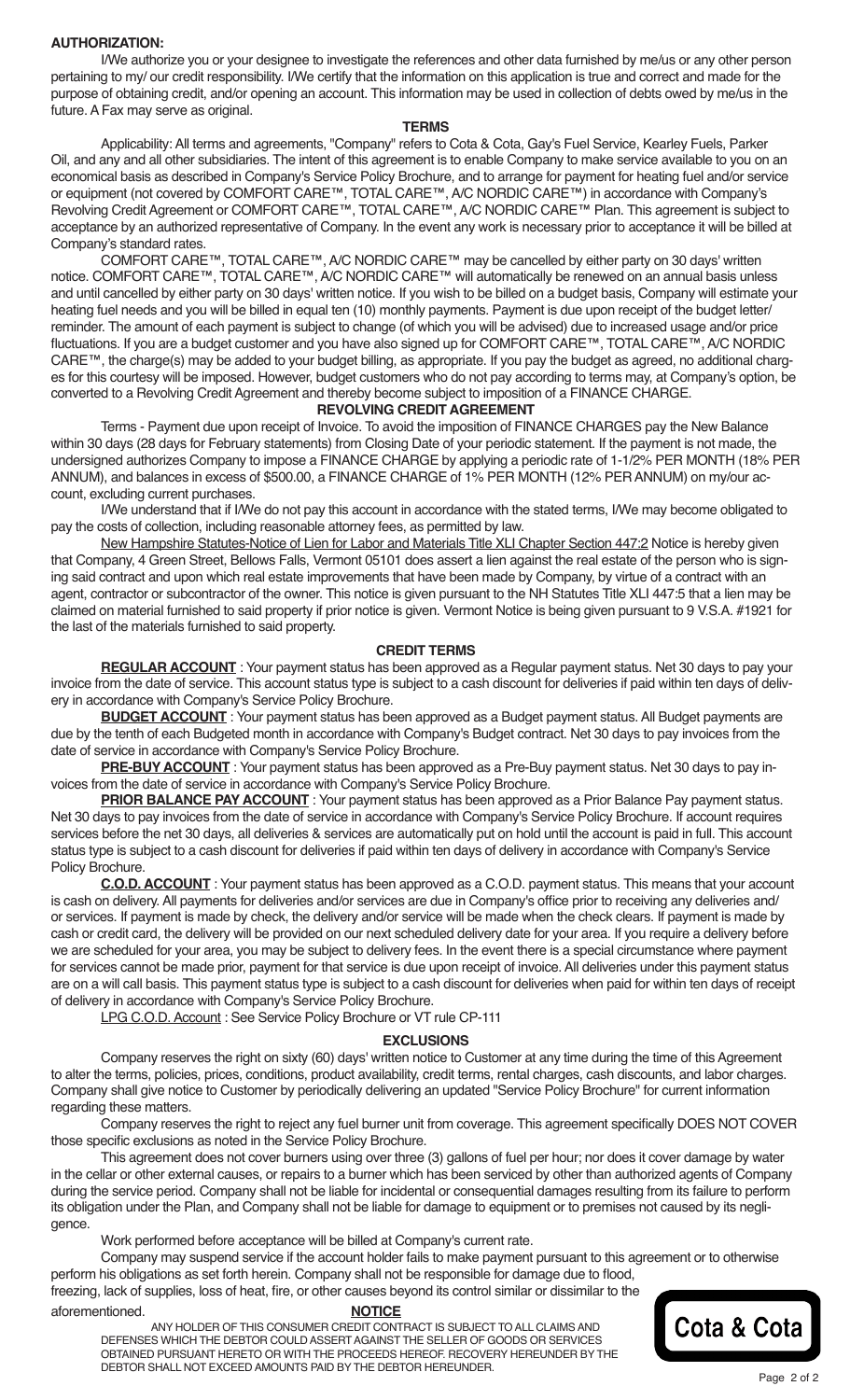**AUTHORIZATION:**

I/We authorize you or your designee to investigate the references and other data furnished by me/us or any other person pertaining to my/ our credit responsibility. I/We certify that the information on this application is true and correct and made for the purpose of obtaining credit, and/or opening an account. This information may be used in collection of debts owed by me/us in the future. A Fax may serve as original.

**TERMS**

Applicability: All terms and agreements, "Company" refers to Cota & Cota, Gay's Fuel Service, Kearley Fuels, Parker Oil, and any and all other subsidiaries. The intent of this agreement is to enable Company to make service available to you on an economical basis as described in Company's Service Policy Brochure, and to arrange for payment for heating fuel and/or service or equipment (not covered by COMFORT CARE™, TOTAL CARE™, A/C NORDIC CARE™) in accordance with Company's Revolving Credit Agreement or COMFORT CARE™, TOTAL CARE™, A/C NORDIC CARE™ Plan. This agreement is subject to acceptance by an authorized representative of Company. In the event any work is necessary prior to acceptance it will be billed at Company's standard rates.

COMFORT CARE™, TOTAL CARE™, A/C NORDIC CARE™ may be cancelled by either party on 30 days' written notice. COMFORT CARE™, TOTAL CARE™, A/C NORDIC CARE™ will automatically be renewed on an annual basis unless and until cancelled by either party on 30 days' written notice. If you wish to be billed on a budget basis, Company will estimate your heating fuel needs and you will be billed in equal ten (10) monthly payments. Payment is due upon receipt of the budget letter/ reminder. The amount of each payment is subject to change (of which you will be advised) due to increased usage and/or price fluctuations. If you are a budget customer and you have also signed up for COMFORT CARE™, TOTAL CARE™, A/C NORDIC CARE™, the charge(s) may be added to your budget billing, as appropriate. If you pay the budget as agreed, no additional charges for this courtesy will be imposed. However, budget customers who do not pay according to terms may, at Company's option, be converted to a Revolving Credit Agreement and thereby become subject to imposition of a FINANCE CHARGE.

**REVOLVING CREDIT AGREEMENT**

Terms - Payment due upon receipt of Invoice. To avoid the imposition of FINANCE CHARGES pay the New Balance within 30 days (28 days for February statements) from Closing Date of your periodic statement. If the payment is not made, the undersigned authorizes Company to impose a FINANCE CHARGE by applying a periodic rate of 1-1/2% PER MONTH (18% PER ANNUM), and balances in excess of $500.00, a FINANCE CHARGE of 1% PER MONTH (12% PER ANNUM) on my/our account, excluding current purchases.

I/We understand that if I/We do not pay this account in accordance with the stated terms, I/We may become obligated to pay the costs of collection, including reasonable attorney fees, as permitted by law.

New Hampshire Statutes-Notice of Lien for Labor and Materials Title XLI Chapter Section 447:2 Notice is hereby given that Company, 4 Green Street, Bellows Falls, Vermont 05101 does assert a lien against the real estate of the person who is signing said contract and upon which real estate improvements that have been made by Company, by virtue of a contract with an agent, contractor or subcontractor of the owner. This notice is given pursuant to the NH Statutes Title XLI 447:5 that a lien may be claimed on material furnished to said property if prior notice is given. Vermont Notice is being given pursuant to 9 V.S.A. #1921 for the last of the materials furnished to said property.

**CREDIT TERMS**

**REGULAR ACCOUNT** : Your payment status has been approved as a Regular payment status. Net 30 days to pay your invoice from the date of service. This account status type is subject to a cash discount for deliveries if paid within ten days of delivery in accordance with Company's Service Policy Brochure.

**BUDGET ACCOUNT** : Your payment status has been approved as a Budget payment status. All Budget payments are due by the tenth of each Budgeted month in accordance with Company's Budget contract. Net 30 days to pay invoices from the date of service in accordance with Company's Service Policy Brochure.

**PRE-BUY ACCOUNT** : Your payment status has been approved as a Pre-Buy payment status. Net 30 days to pay invoices from the date of service in accordance with Company's Service Policy Brochure.

**PRIOR BALANCE PAY ACCOUNT** : Your payment status has been approved as a Prior Balance Pay payment status. Net 30 days to pay invoices from the date of service in accordance with Company's Service Policy Brochure. If account requires services before the net 30 days, all deliveries & services are automatically put on hold until the account is paid in full. This account status type is subject to a cash discount for deliveries if paid within ten days of delivery in accordance with Company's Service Policy Brochure.

**C.O.D. ACCOUNT** : Your payment status has been approved as a C.O.D. payment status. This means that your account is cash on delivery. All payments for deliveries and/or services are due in Company's office prior to receiving any deliveries and/ or services. If payment is made by check, the delivery and/or service will be made when the check clears. If payment is made by cash or credit card, the delivery will be provided on our next scheduled delivery date for your area. If you require a delivery before we are scheduled for your area, you may be subject to delivery fees. In the event there is a special circumstance where payment for services cannot be made prior, payment for that service is due upon receipt of invoice. All deliveries under this payment status are on a will call basis. This payment status type is subject to a cash discount for deliveries when paid for within ten days of receipt of delivery in accordance with Company's Service Policy Brochure.

LPG C.O.D. Account : See Service Policy Brochure or VT rule CP-111

**EXCLUSIONS**

Company reserves the right on sixty (60) days' written notice to Customer at any time during the time of this Agreement to alter the terms, policies, prices, conditions, product availability, credit terms, rental charges, cash discounts, and labor charges. Company shall give notice to Customer by periodically delivering an updated "Service Policy Brochure" for current information regarding these matters.

Company reserves the right to reject any fuel burner unit from coverage. This agreement specifically DOES NOT COVER those specific exclusions as noted in the Service Policy Brochure.

This agreement does not cover burners using over three (3) gallons of fuel per hour; nor does it cover damage by water in the cellar or other external causes, or repairs to a burner which has been serviced by other than authorized agents of Company during the service period. Company shall not be liable for incidental or consequential damages resulting from its failure to perform its obligation under the Plan, and Company shall not be liable for damage to equipment or to premises not caused by its negligence.

Work performed before acceptance will be billed at Company's current rate.

Company may suspend service if the account holder fails to make payment pursuant to this agreement or to otherwise perform his obligations as set forth herein. Company shall not be responsible for damage due to flood, freezing, lack of supplies, loss of heat, fire, or other causes beyond its control similar or dissimilar to the aforementioned.

**NOTICE**

ANY HOLDER OF THIS CONSUMER CREDIT CONTRACT IS SUBJECT TO ALL CLAIMS AND DEFENSES WHICH THE DEBTOR COULD ASSERT AGAINST THE SELLER OF GOODS OR SERVICES OBTAINED PURSUANT HERETO OR WITH THE PROCEEDS HEREOF. RECOVERY HEREUNDER BY THE DEBTOR SHALL NOT EXCEED AMOUNTS PAID BY THE DEBTOR HEREUNDER.

Cota & Cota